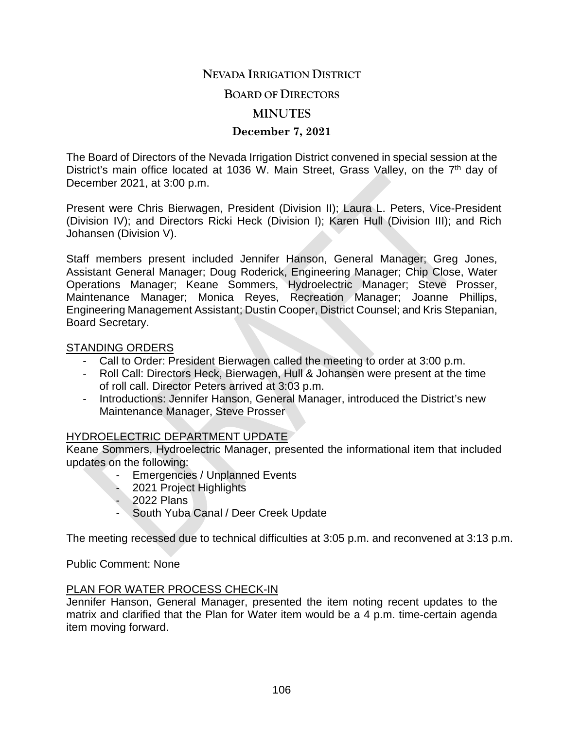# NEVADA IRRIGATION DISTRICT

## BOARD OF DIRECTORS

## MINUTES

### December 7, 2021

The Board of Directors of the Nevada Irrigation District convened in special session at the District's main office located at 1036 W. Main Street, Grass Valley, on the 7th day of December 2021, at 3:00 p.m.

Present were Chris Bierwagen, President (Division II); Laura L. Peters, Vice-President (Division IV); and Directors Ricki Heck (Division I); Karen Hull (Division III); and Rich Johansen (Division V).

Staff members present included Jennifer Hanson, General Manager; Greg Jones, Assistant General Manager; Doug Roderick, Engineering Manager; Chip Close, Water Operations Manager; Keane Sommers, Hydroelectric Manager; Steve Prosser, Maintenance Manager; Monica Reyes, Recreation Manager; Joanne Phillips, Engineering Management Assistant; Dustin Cooper, District Counsel; and Kris Stepanian, Board Secretary.

STANDING ORDERS

- Call to Order: President Bierwagen called the meeting to order at 3:00 p.m.
- Roll Call: Directors Heck, Bierwagen, Hull & Johansen were present at the time of roll call. Director Peters arrived at 3:03 p.m.
- Introductions: Jennifer Hanson, General Manager, introduced the District's new Maintenance Manager, Steve Prosser

HYDROELECTRIC DEPARTMENT UPDATE

Keane Sommers, Hydroelectric Manager, presented the informational item that included updates on the following:

- Emergencies / Unplanned Events
- 2021 Project Highlights
- 2022 Plans
- South Yuba Canal / Deer Creek Update

The meeting recessed due to technical difficulties at 3:05 p.m. and reconvened at 3:13 p.m.

Public Comment: None

PLAN FOR WATER PROCESS CHECK-IN

Jennifer Hanson, General Manager, presented the item noting recent updates to the matrix and clarified that the Plan for Water item would be a 4 p.m. time-certain agenda item moving forward.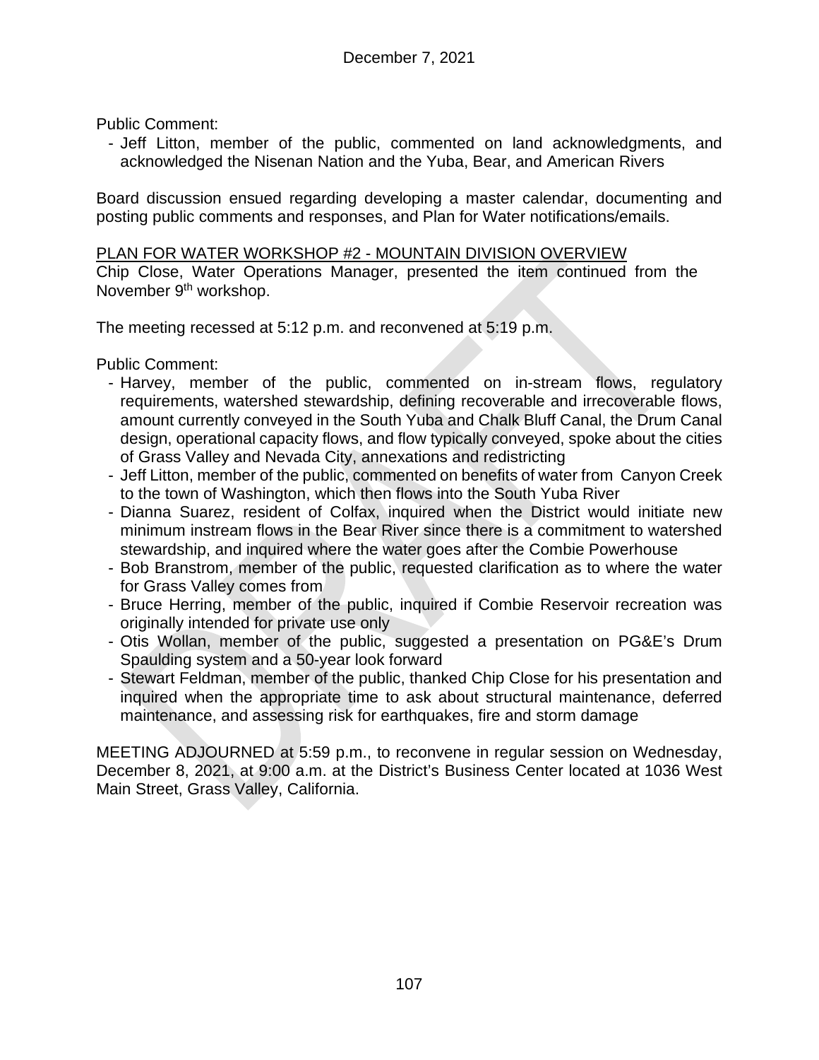December 7, 2021

Public Comment:

- Jeff Litton, member of the public, commented on land acknowledgments, and acknowledged the Nisenan Nation and the Yuba, Bear, and American Rivers

Board discussion ensued regarding developing a master calendar, documenting and posting public comments and responses, and Plan for Water notifications/emails.

PLAN FOR WATER WORKSHOP #2 - MOUNTAIN DIVISION OVERVIEW

Chip Close, Water Operations Manager, presented the item continued from the November 9th workshop.

The meeting recessed at 5:12 p.m. and reconvened at 5:19 p.m.

Public Comment:

- Harvey, member of the public, commented on in-stream flows, regulatory requirements, watershed stewardship, defining recoverable and irrecoverable flows, amount currently conveyed in the South Yuba and Chalk Bluff Canal, the Drum Canal design, operational capacity flows, and flow typically conveyed, spoke about the cities of Grass Valley and Nevada City, annexations and redistricting
- Jeff Litton, member of the public, commented on benefits of water from Canyon Creek to the town of Washington, which then flows into the South Yuba River
- Dianna Suarez, resident of Colfax, inquired when the District would initiate new minimum instream flows in the Bear River since there is a commitment to watershed stewardship, and inquired where the water goes after the Combie Powerhouse
- Bob Branstrom, member of the public, requested clarification as to where the water for Grass Valley comes from
- Bruce Herring, member of the public, inquired if Combie Reservoir recreation was originally intended for private use only
- Otis Wollan, member of the public, suggested a presentation on PG&E's Drum Spaulding system and a 50-year look forward
- Stewart Feldman, member of the public, thanked Chip Close for his presentation and inquired when the appropriate time to ask about structural maintenance, deferred maintenance, and assessing risk for earthquakes, fire and storm damage

MEETING ADJOURNED at 5:59 p.m., to reconvene in regular session on Wednesday, December 8, 2021, at 9:00 a.m. at the District's Business Center located at 1036 West Main Street, Grass Valley, California.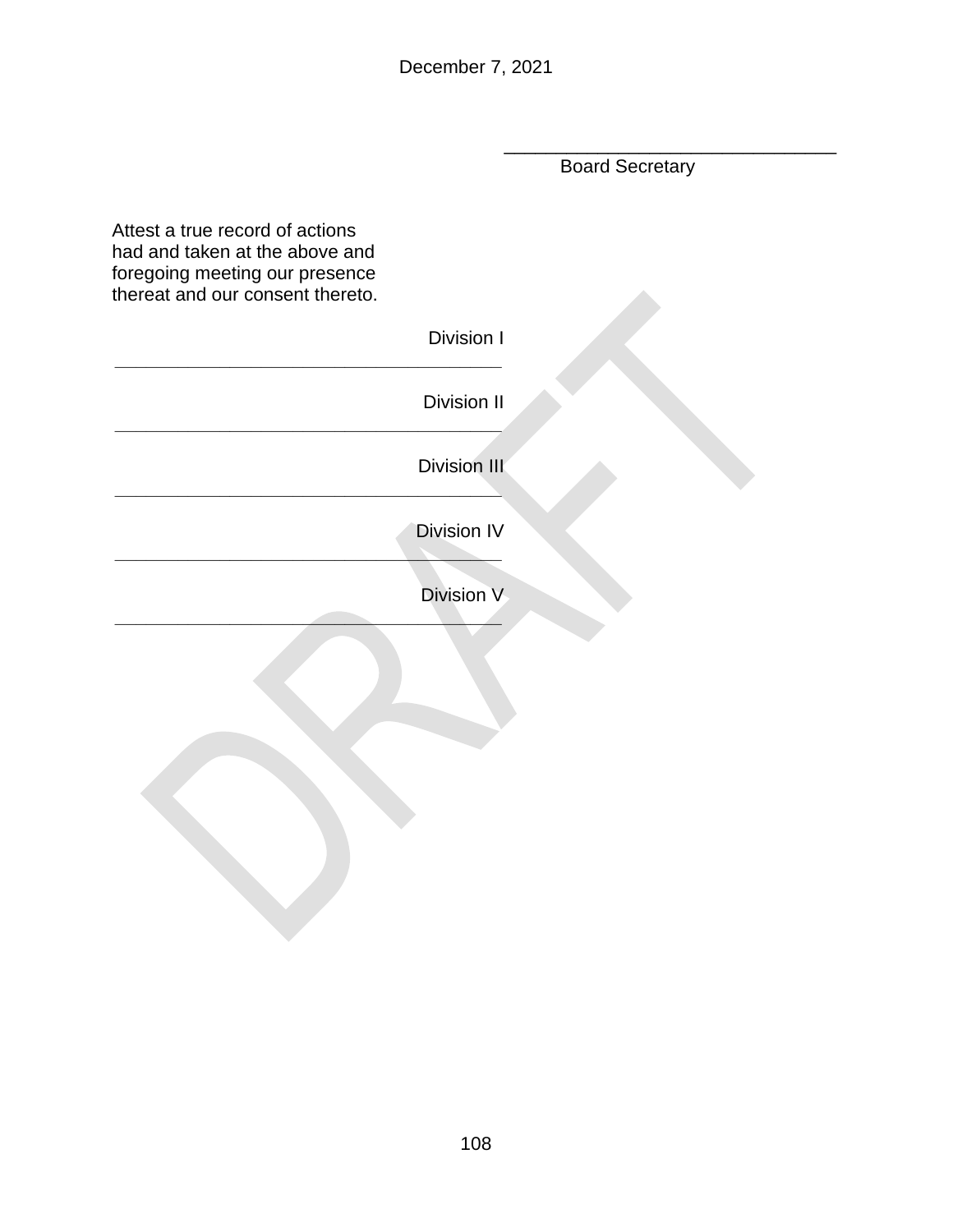December 7, 2021

\_\_\_\_\_\_\_\_\_\_\_\_\_\_\_\_\_\_\_\_\_\_\_\_\_\_\_\_\_\_\_\_
Board Secretary

Attest a true record of actions had and taken at the above and foregoing meeting our presence thereat and our consent thereto.

Division I
\_\_\_\_\_\_\_\_\_\_\_\_\_\_\_\_\_\_\_\_\_\_\_\_\_\_\_\_\_\_\_\_\_\_\_\_\_\_\_\_

Division II
\_\_\_\_\_\_\_\_\_\_\_\_\_\_\_\_\_\_\_\_\_\_\_\_\_\_\_\_\_\_\_\_\_\_\_\_\_\_\_\_

Division III
\_\_\_\_\_\_\_\_\_\_\_\_\_\_\_\_\_\_\_\_\_\_\_\_\_\_\_\_\_\_\_\_\_\_\_\_\_\_\_\_

Division IV
\_\_\_\_\_\_\_\_\_\_\_\_\_\_\_\_\_\_\_\_\_\_\_\_\_\_\_\_\_\_\_\_\_\_\_\_\_\_\_\_

Division V
\_\_\_\_\_\_\_\_\_\_\_\_\_\_\_\_\_\_\_\_\_\_\_\_\_\_\_\_\_\_\_\_\_\_\_\_\_\_\_\_

DRAFT